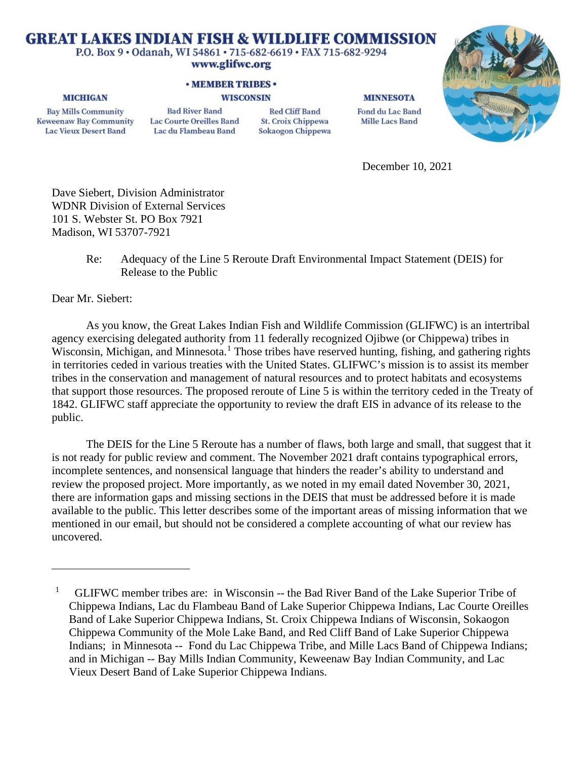# GREAT LAKES INDIAN FISH & WILDLIFE COMMISSION

P.O. Box 9 • Odanah, WI 54861 • 715-682-6619 • FAX 715-682-9294
www.glifwc.org

• MEMBER TRIBES •

| MICHIGAN | WISCONSIN | | MINNESOTA |
|---|---|---|---|
| Bay Mills Community | Bad River Band | Red Cliff Band | Fond du Lac Band |
| Keweenaw Bay Community | Lac Courte Oreilles Band | St. Croix Chippewa | Mille Lacs Band |
| Lac Vieux Desert Band | Lac du Flambeau Band | Sokaogon Chippewa | |

December 10, 2021

Dave Siebert, Division Administrator
WDNR Division of External Services
101 S. Webster St. PO Box 7921
Madison, WI 53707-7921

Re: Adequacy of the Line 5 Reroute Draft Environmental Impact Statement (DEIS) for Release to the Public

Dear Mr. Siebert:

As you know, the Great Lakes Indian Fish and Wildlife Commission (GLIFWC) is an intertribal agency exercising delegated authority from 11 federally recognized Ojibwe (or Chippewa) tribes in Wisconsin, Michigan, and Minnesota.[1] Those tribes have reserved hunting, fishing, and gathering rights in territories ceded in various treaties with the United States. GLIFWC's mission is to assist its member tribes in the conservation and management of natural resources and to protect habitats and ecosystems that support those resources. The proposed reroute of Line 5 is within the territory ceded in the Treaty of 1842. GLIFWC staff appreciate the opportunity to review the draft EIS in advance of its release to the public.

The DEIS for the Line 5 Reroute has a number of flaws, both large and small, that suggest that it is not ready for public review and comment. The November 2021 draft contains typographical errors, incomplete sentences, and nonsensical language that hinders the reader's ability to understand and review the proposed project. More importantly, as we noted in my email dated November 30, 2021, there are information gaps and missing sections in the DEIS that must be addressed before it is made available to the public. This letter describes some of the important areas of missing information that we mentioned in our email, but should not be considered a complete accounting of what our review has uncovered.

---

[1] GLIFWC member tribes are: in Wisconsin -- the Bad River Band of the Lake Superior Tribe of Chippewa Indians, Lac du Flambeau Band of Lake Superior Chippewa Indians, Lac Courte Oreilles Band of Lake Superior Chippewa Indians, St. Croix Chippewa Indians of Wisconsin, Sokaogon Chippewa Community of the Mole Lake Band, and Red Cliff Band of Lake Superior Chippewa Indians; in Minnesota -- Fond du Lac Chippewa Tribe, and Mille Lacs Band of Chippewa Indians; and in Michigan -- Bay Mills Indian Community, Keweenaw Bay Indian Community, and Lac Vieux Desert Band of Lake Superior Chippewa Indians.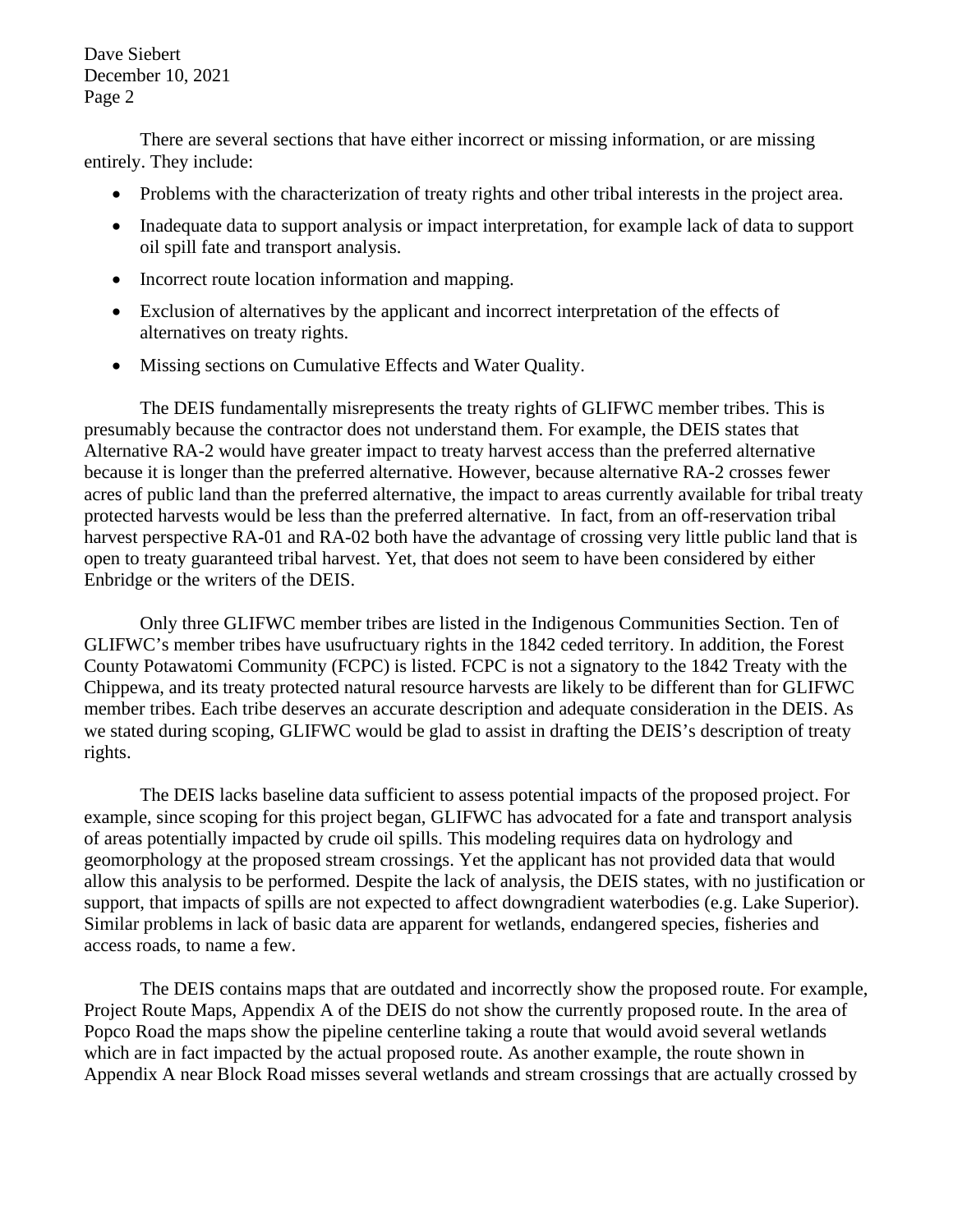There are several sections that have either incorrect or missing information, or are missing entirely. They include:

- Problems with the characterization of treaty rights and other tribal interests in the project area.
- Inadequate data to support analysis or impact interpretation, for example lack of data to support oil spill fate and transport analysis.
- Incorrect route location information and mapping.
- Exclusion of alternatives by the applicant and incorrect interpretation of the effects of alternatives on treaty rights.
- Missing sections on Cumulative Effects and Water Quality.

The DEIS fundamentally misrepresents the treaty rights of GLIFWC member tribes. This is presumably because the contractor does not understand them. For example, the DEIS states that Alternative RA-2 would have greater impact to treaty harvest access than the preferred alternative because it is longer than the preferred alternative. However, because alternative RA-2 crosses fewer acres of public land than the preferred alternative, the impact to areas currently available for tribal treaty protected harvests would be less than the preferred alternative. In fact, from an off-reservation tribal harvest perspective RA-01 and RA-02 both have the advantage of crossing very little public land that is open to treaty guaranteed tribal harvest. Yet, that does not seem to have been considered by either Enbridge or the writers of the DEIS.

Only three GLIFWC member tribes are listed in the Indigenous Communities Section. Ten of GLIFWC's member tribes have usufructuary rights in the 1842 ceded territory. In addition, the Forest County Potawatomi Community (FCPC) is listed. FCPC is not a signatory to the 1842 Treaty with the Chippewa, and its treaty protected natural resource harvests are likely to be different than for GLIFWC member tribes. Each tribe deserves an accurate description and adequate consideration in the DEIS. As we stated during scoping, GLIFWC would be glad to assist in drafting the DEIS's description of treaty rights.

The DEIS lacks baseline data sufficient to assess potential impacts of the proposed project. For example, since scoping for this project began, GLIFWC has advocated for a fate and transport analysis of areas potentially impacted by crude oil spills. This modeling requires data on hydrology and geomorphology at the proposed stream crossings. Yet the applicant has not provided data that would allow this analysis to be performed. Despite the lack of analysis, the DEIS states, with no justification or support, that impacts of spills are not expected to affect downgradient waterbodies (e.g. Lake Superior). Similar problems in lack of basic data are apparent for wetlands, endangered species, fisheries and access roads, to name a few.

The DEIS contains maps that are outdated and incorrectly show the proposed route. For example, Project Route Maps, Appendix A of the DEIS do not show the currently proposed route. In the area of Popco Road the maps show the pipeline centerline taking a route that would avoid several wetlands which are in fact impacted by the actual proposed route. As another example, the route shown in Appendix A near Block Road misses several wetlands and stream crossings that are actually crossed by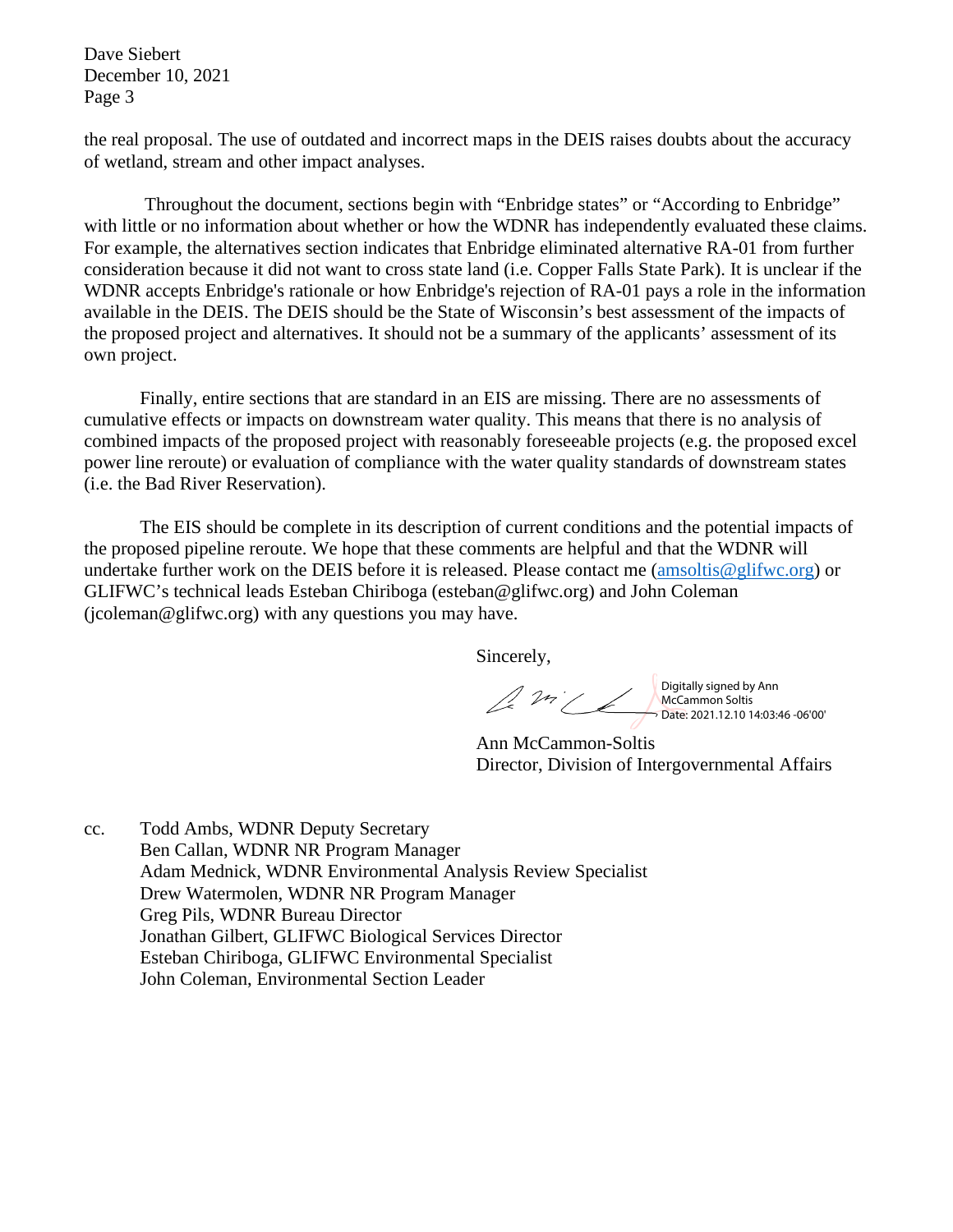the real proposal. The use of outdated and incorrect maps in the DEIS raises doubts about the accuracy of wetland, stream and other impact analyses.

Throughout the document, sections begin with "Enbridge states" or "According to Enbridge" with little or no information about whether or how the WDNR has independently evaluated these claims. For example, the alternatives section indicates that Enbridge eliminated alternative RA-01 from further consideration because it did not want to cross state land (i.e. Copper Falls State Park). It is unclear if the WDNR accepts Enbridge's rationale or how Enbridge's rejection of RA-01 pays a role in the information available in the DEIS. The DEIS should be the State of Wisconsin's best assessment of the impacts of the proposed project and alternatives. It should not be a summary of the applicants' assessment of its own project.

Finally, entire sections that are standard in an EIS are missing. There are no assessments of cumulative effects or impacts on downstream water quality. This means that there is no analysis of combined impacts of the proposed project with reasonably foreseeable projects (e.g. the proposed excel power line reroute) or evaluation of compliance with the water quality standards of downstream states (i.e. the Bad River Reservation).

The EIS should be complete in its description of current conditions and the potential impacts of the proposed pipeline reroute. We hope that these comments are helpful and that the WDNR will undertake further work on the DEIS before it is released. Please contact me (amsoltis@glifwc.org) or GLIFWC's technical leads Esteban Chiriboga (esteban@glifwc.org) and John Coleman (jcoleman@glifwc.org) with any questions you may have.

Sincerely,

Digitally signed by Ann McCammon Soltis
Date: 2021.12.10 14:03:46 -06'00'

Ann McCammon-Soltis
Director, Division of Intergovernmental Affairs

cc. Todd Ambs, WDNR Deputy Secretary
Ben Callan, WDNR NR Program Manager
Adam Mednick, WDNR Environmental Analysis Review Specialist
Drew Watermolen, WDNR NR Program Manager
Greg Pils, WDNR Bureau Director
Jonathan Gilbert, GLIFWC Biological Services Director
Esteban Chiriboga, GLIFWC Environmental Specialist
John Coleman, Environmental Section Leader